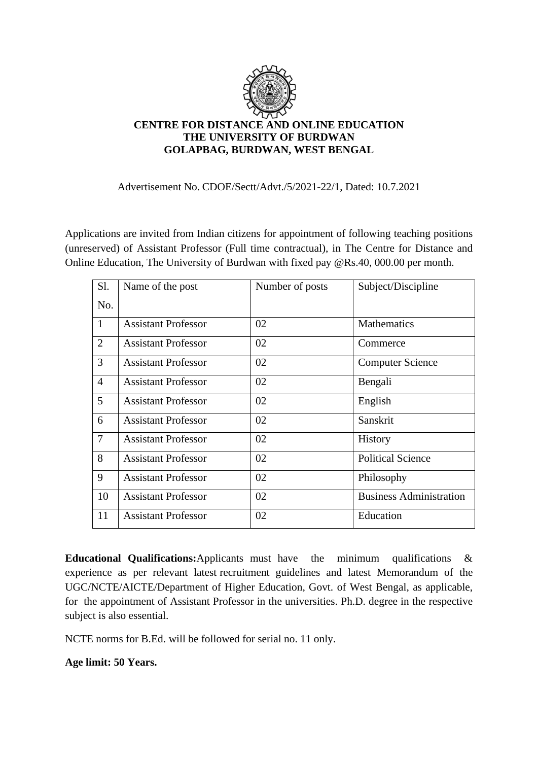**CENTRE FOR DISTANCE AND ONLINE EDUCATION**
**THE UNIVERSITY OF BURDWAN**
**GOLAPBAG, BURDWAN, WEST BENGAL**

Advertisement No. CDOE/Sectt/Advt./5/2021-22/1, Dated: 10.7.2021

Applications are invited from Indian citizens for appointment of following teaching positions (unreserved) of Assistant Professor (Full time contractual), in The Centre for Distance and Online Education, The University of Burdwan with fixed pay @Rs.40, 000.00 per month.

| Sl. No. | Name of the post | Number of posts | Subject/Discipline |
|---|---|---|---|
| 1 | Assistant Professor | 02 | Mathematics |
| 2 | Assistant Professor | 02 | Commerce |
| 3 | Assistant Professor | 02 | Computer Science |
| 4 | Assistant Professor | 02 | Bengali |
| 5 | Assistant Professor | 02 | English |
| 6 | Assistant Professor | 02 | Sanskrit |
| 7 | Assistant Professor | 02 | History |
| 8 | Assistant Professor | 02 | Political Science |
| 9 | Assistant Professor | 02 | Philosophy |
| 10 | Assistant Professor | 02 | Business Administration |
| 11 | Assistant Professor | 02 | Education |

**Educational Qualifications:**Applicants must have the minimum qualifications & experience as per relevant latest recruitment guidelines and latest Memorandum of the UGC/NCTE/AICTE/Department of Higher Education, Govt. of West Bengal, as applicable, for the appointment of Assistant Professor in the universities. Ph.D. degree in the respective subject is also essential.

NCTE norms for B.Ed. will be followed for serial no. 11 only.

**Age limit: 50 Years.**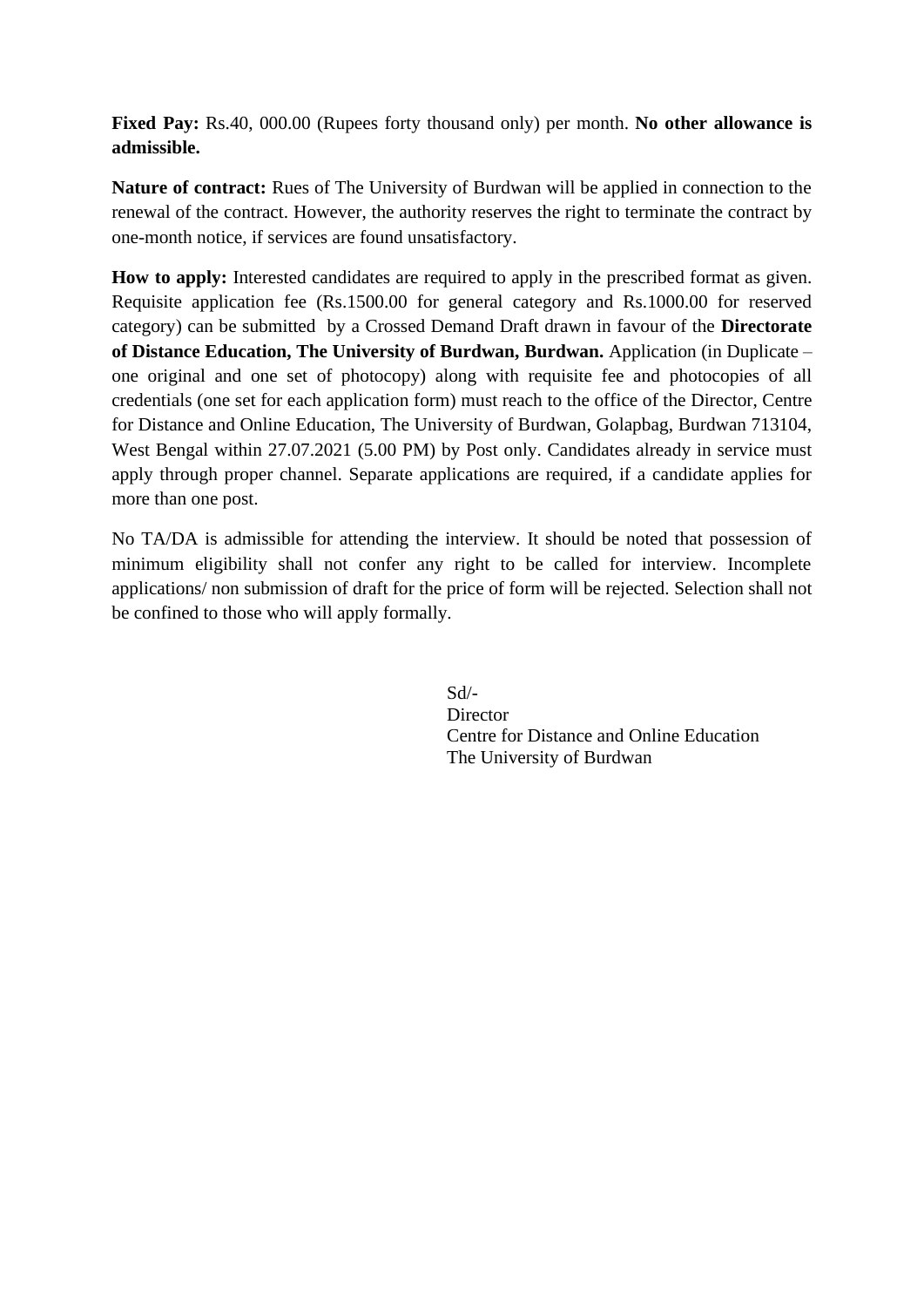**Fixed Pay:** Rs.40, 000.00 (Rupees forty thousand only) per month. **No other allowance is admissible.**

**Nature of contract:** Rues of The University of Burdwan will be applied in connection to the renewal of the contract. However, the authority reserves the right to terminate the contract by one-month notice, if services are found unsatisfactory.

**How to apply:** Interested candidates are required to apply in the prescribed format as given. Requisite application fee (Rs.1500.00 for general category and Rs.1000.00 for reserved category) can be submitted by a Crossed Demand Draft drawn in favour of the **Directorate of Distance Education, The University of Burdwan, Burdwan.** Application (in Duplicate – one original and one set of photocopy) along with requisite fee and photocopies of all credentials (one set for each application form) must reach to the office of the Director, Centre for Distance and Online Education, The University of Burdwan, Golapbag, Burdwan 713104, West Bengal within 27.07.2021 (5.00 PM) by Post only. Candidates already in service must apply through proper channel. Separate applications are required, if a candidate applies for more than one post.

No TA/DA is admissible for attending the interview. It should be noted that possession of minimum eligibility shall not confer any right to be called for interview. Incomplete applications/ non submission of draft for the price of form will be rejected. Selection shall not be confined to those who will apply formally.

Sd/-
Director
Centre for Distance and Online Education
The University of Burdwan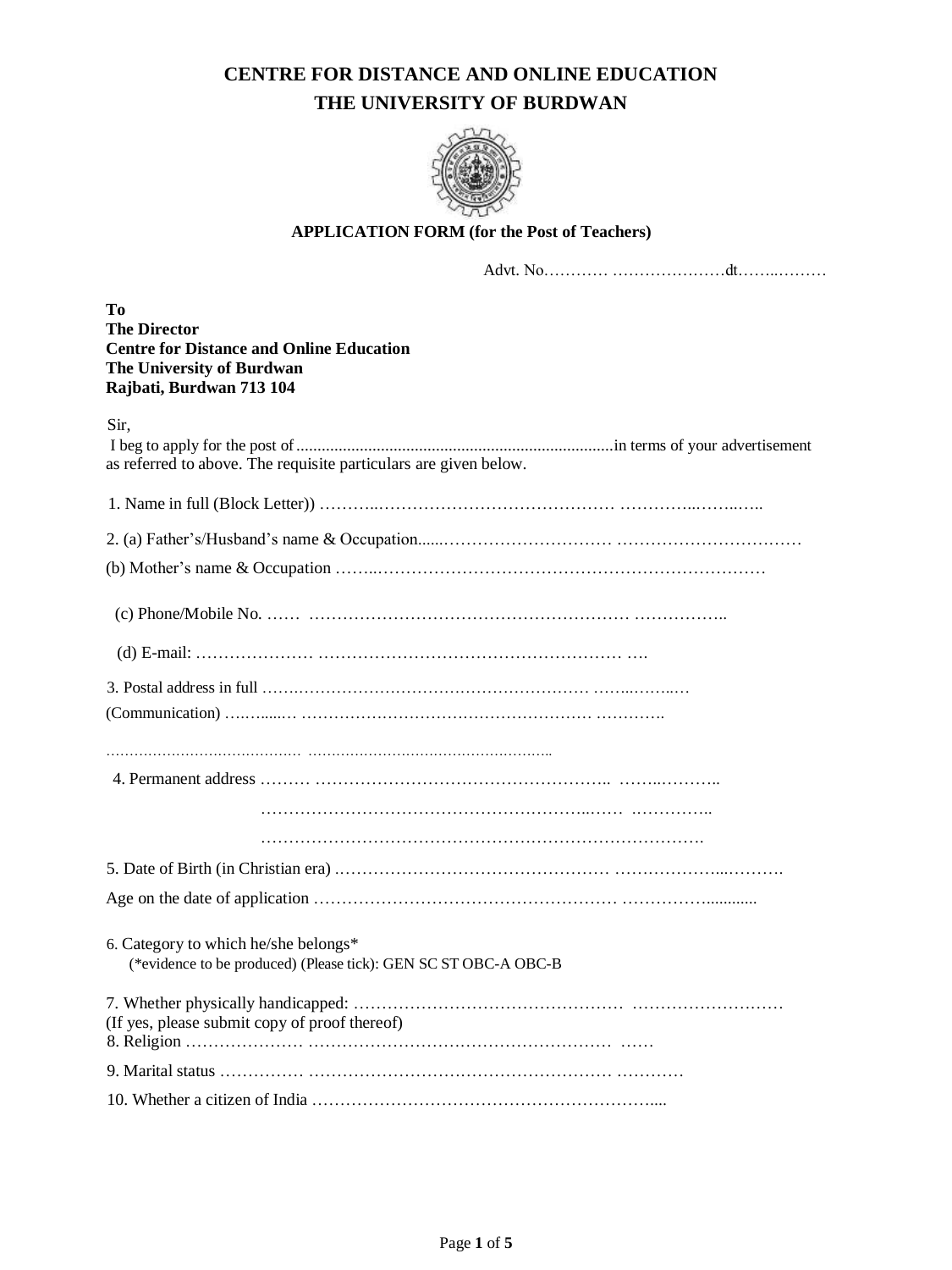# CENTRE FOR DISTANCE AND ONLINE EDUCATION
# THE UNIVERSITY OF BURDWAN

### APPLICATION FORM (for the Post of Teachers)

Advt. No………… …………………dt……..………

**To**
**The Director**
**Centre for Distance and Online Education**
**The University of Burdwan**
**Rajbati, Burdwan 713 104**

Sir,
I beg to apply for the post of ..........................................................................in terms of your advertisement as referred to above. The requisite particulars are given below.

1. Name in full (Block Letter)) ………..…………………………………… …………..……..…..

2. (a) Father's/Husband's name & Occupation......………………………… ……………………………

(b) Mother's name & Occupation ……..……………………………………………………………

(c) Phone/Mobile No. …… ………………………………………………… ……………..

(d) E-mail: ………………… ……………………………………………… ….

3. Postal address in full …….……………………………………………… ……..……..…
(Communication) ….…....… …………………………………………… ………….

…………………………………… ……………………………………………..

4. Permanent address ……… …………………………………………….. ……..………..
…………………………………………………..…… …………..
…………………………………………………………………….

5. Date of Birth (in Christian era) .………………………………………… ….……………...……….

Age on the date of application …………………………………………… …………….............

6. Category to which he/she belongs*
(*evidence to be produced) (Please tick): GEN SC ST OBC-A OBC-B

7. Whether physically handicapped: ………………………………………… ………………………
(If yes, please submit copy of proof thereof)

8. Religion ………………… ……………………………………………… ……

9. Marital status …………… ……………………………………………… …………

10. Whether a citizen of India ……………………………………………………....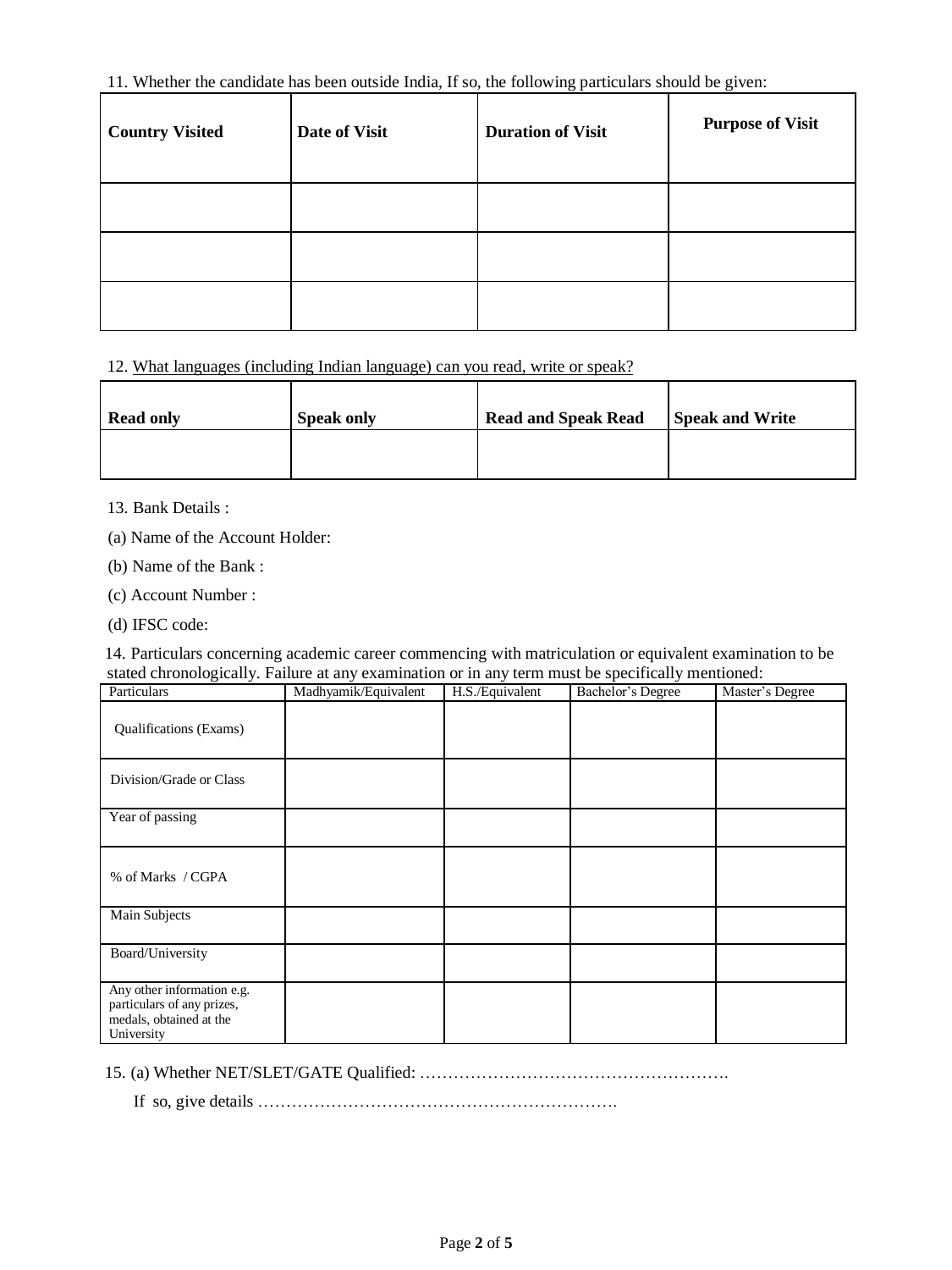11. Whether the candidate has been outside India, If so, the following particulars should be given:

| Country Visited | Date of Visit | Duration of Visit | Purpose of Visit |
|---|---|---|---|
| | | | |
| | | | |
| | | | |

12. What languages (including Indian language) can you read, write or speak?

| Read only | Speak only | Read and Speak Read | Speak and Write |
|---|---|---|---|
| | | | |

13. Bank Details :

(a) Name of the Account Holder:

(b) Name of the Bank :

(c) Account Number :

(d) IFSC code:

14. Particulars concerning academic career commencing with matriculation or equivalent examination to be stated chronologically. Failure at any examination or in any term must be specifically mentioned:

| Particulars | Madhyamik/Equivalent | H.S./Equivalent | Bachelor's Degree | Master's Degree |
|---|---|---|---|---|
| Qualifications (Exams) | | | | |
| Division/Grade or Class | | | | |
| Year of passing | | | | |
| % of Marks / CGPA | | | | |
| Main Subjects | | | | |
| Board/University | | | | |
| Any other information e.g. particulars of any prizes, medals, obtained at the University | | | | |

15. (a) Whether NET/SLET/GATE Qualified: ……………………………………………….

If so, give details ……………………………………………………….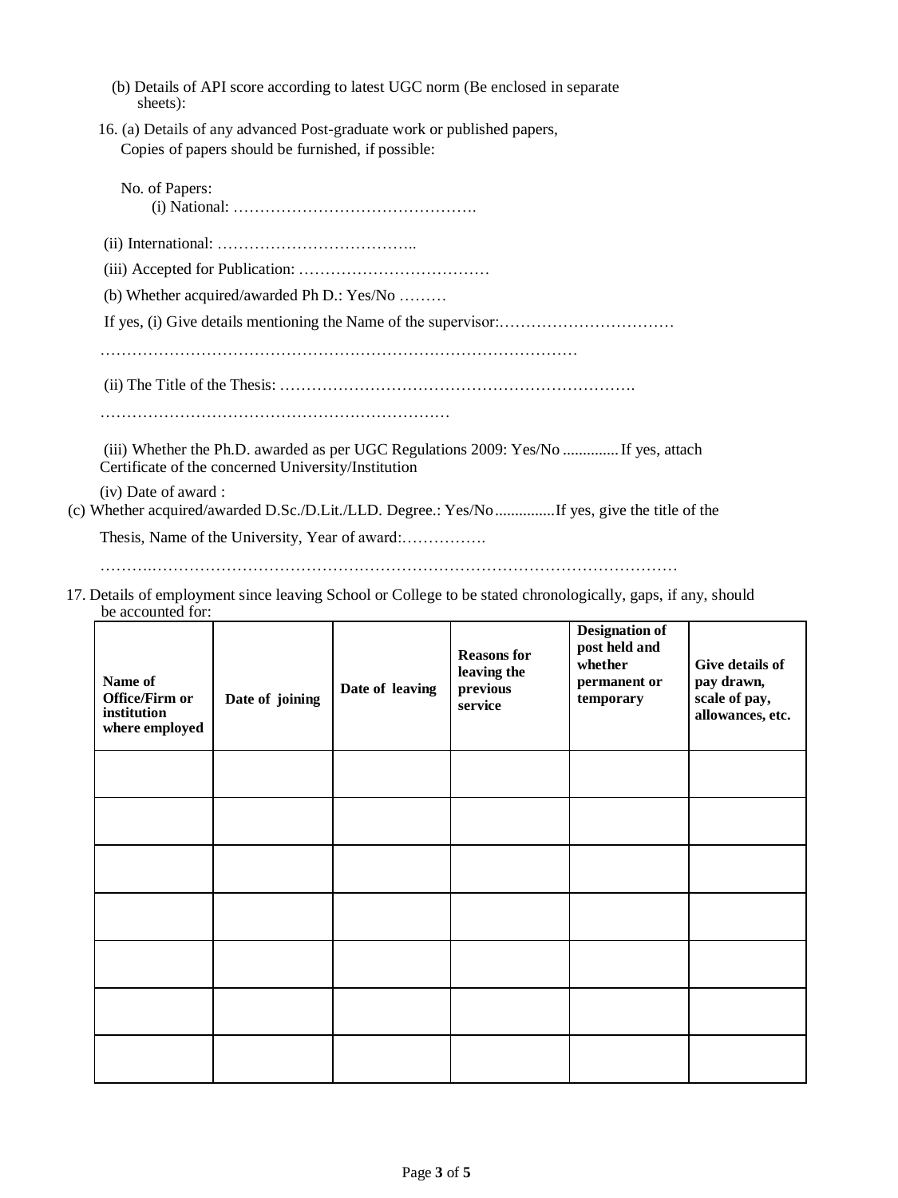(b) Details of API score according to latest UGC norm (Be enclosed in separate sheets):

16. (a) Details of any advanced Post-graduate work or published papers, Copies of papers should be furnished, if possible:

No. of Papers:
(i) National: ……………………………………….

(ii) International: ………………………………..

(iii) Accepted for Publication: ………………………………

(b) Whether acquired/awarded Ph D.: Yes/No ………

If yes, (i) Give details mentioning the Name of the supervisor:……………………………

……………………………………………………………………………………

(ii) The Title of the Thesis: ………………………………………………………….

…………………………………………………………

(iii) Whether the Ph.D. awarded as per UGC Regulations 2009: Yes/No ............. If yes, attach Certificate of the concerned University/Institution

(iv) Date of award :

(c) Whether acquired/awarded D.Sc./D.Lit./LLD. Degree.: Yes/No...............If yes, give the title of the Thesis, Name of the University, Year of award:…………….

………………………………………………………………………………………………

17. Details of employment since leaving School or College to be stated chronologically, gaps, if any, should be accounted for:

| **Name of Office/Firm or institution where employed** | **Date of joining** | **Date of leaving** | **Reasons for leaving the previous service** | **Designation of post held and whether permanent or temporary** | **Give details of pay drawn, scale of pay, allowances, etc.** |
|---|---|---|---|---|---|
| | | | | | |
| | | | | | |
| | | | | | |
| | | | | | |
| | | | | | |
| | | | | | |
| | | | | | |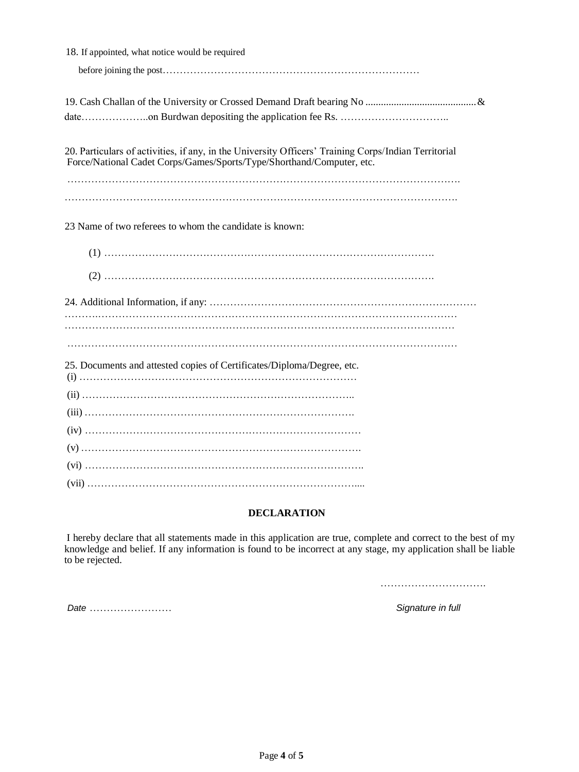18. If appointed, what notice would be required

before joining the post…………………………………………………………………

19. Cash Challan of the University or Crossed Demand Draft bearing No ..........................................& date………………..on Burdwan depositing the application fee Rs. …………………………..

20. Particulars of activities, if any, in the University Officers' Training Corps/Indian Territorial Force/National Cadet Corps/Games/Sports/Type/Shorthand/Computer, etc.

………………………………………………………………………………………………….

………………………………………………………………………………………………….

23 Name of two referees to whom the candidate is known:

(1) ………………………………………………………………………………….

(2) ………………………………………………………………………………….

24. Additional Information, if any: ……………………………………………………………………
…………………………………………………………………………………………………
…………………………………………………………………………………………………

…………………………………………………………………………………………………

25. Documents and attested copies of Certificates/Diploma/Degree, etc.

(i) ……………………………………………………………………

(ii) …………………………………………………………………..

(iii) ………………………………………………………………….

(iv) ……………………………………………………………………

(v) ……………………………………………………………………

(vi) ……………………………………………………………………

(vii) ……………………………………………………………….....

**DECLARATION**

I hereby declare that all statements made in this application are true, complete and correct to the best of my knowledge and belief. If any information is found to be incorrect at any stage, my application shall be liable to be rejected.

………………………….

*Date* ……………………

*Signature in full*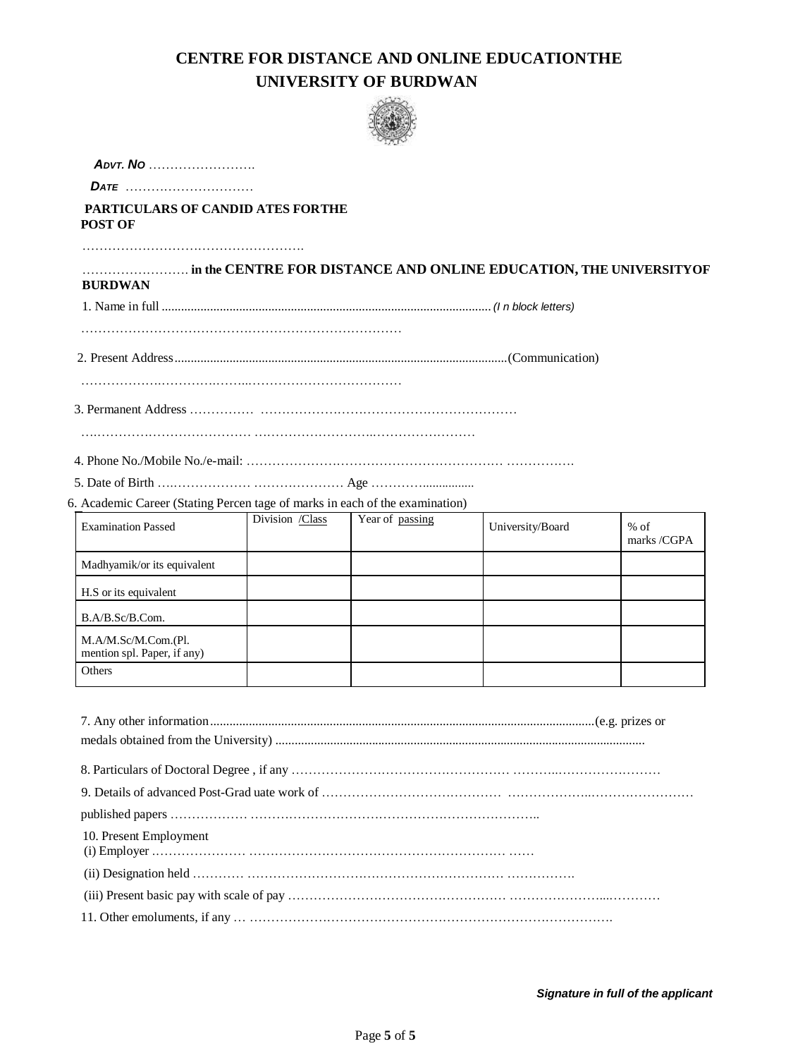# CENTRE FOR DISTANCE AND ONLINE EDUCATIONTHE UNIVERSITY OF BURDWAN

***ADVT. NO*** …………………….

***DATE*** …………………………

**PARTICULARS OF CANDID ATES FORTHE POST OF**

…………………………………………….

……………………. **in the CENTRE FOR DISTANCE AND ONLINE EDUCATION, THE UNIVERSITYOF BURDWAN**

1. Name in full ............................................................................................... *(I n block letters)*

…………………………………………………………………

2. Present Address.......................................................................................................(Communication)

………………………………...………………………………

3. Permanent Address …………… ……………………………………………………

…………………………………… ……………………….……………………

4. Phone No./Mobile No./e-mail: …………………………………………………… …………….

5. Date of Birth ………………… ………………… Age …………...............

6. Academic Career (Stating Percen tage of marks in each of the examination)

| Examination Passed | Division /Class | Year of passing | University/Board | % of marks /CGPA |
|---|---|---|---|---|
| Madhyamik/or its equivalent | | | | |
| H.S or its equivalent | | | | |
| B.A/B.Sc/B.Com. | | | | |
| M.A/M.Sc/M.Com.(Pl. mention spl. Paper, if any) | | | | |
| Others | | | | |

7. Any other information......................................................................................................................(e.g. prizes or medals obtained from the University) ..................................................................................................................

8. Particulars of Doctoral Degree , if any …………………………………………… ………..……………………

9. Details of advanced Post-Grad uate work of …………………………………… ………………..…………………… published papers ……………… ……………………………………………………………..

10. Present Employment

(i) Employer ………………… ……………………………………………………… ……

(ii) Designation held ………… ……………………………………………………… …………….

(iii) Present basic pay with scale of pay …………………………………………… ………………...…………

11. Other emoluments, if any … ……………………………………………………………………………

***Signature in full of the applicant***